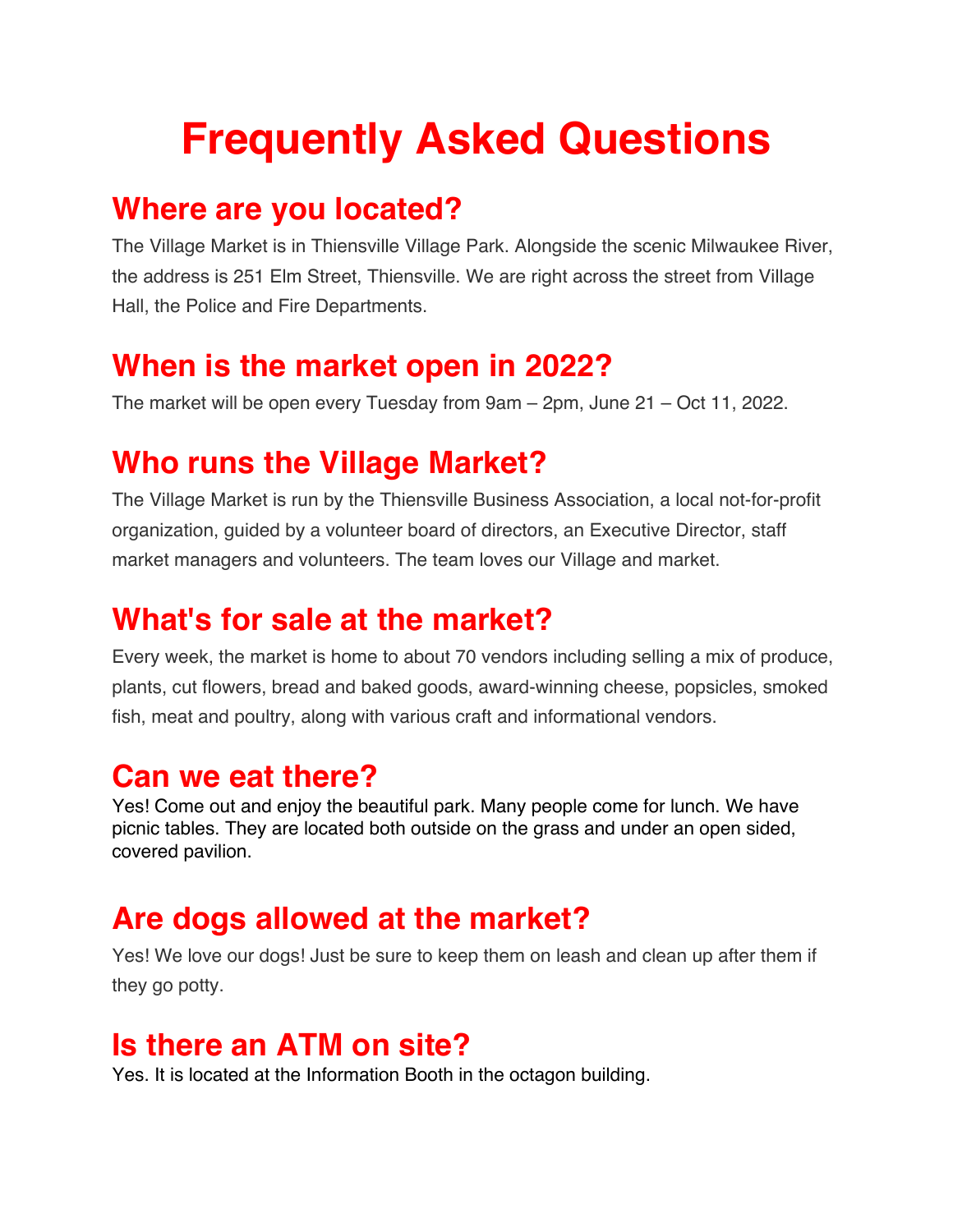# Frequently Asked Questions

## Where are you located?

The Village Market is in Thiensville Village Park. Alongside the scenic Milwaukee River, the address is 251 Elm Street, Thiensville. We are right across the street from Village Hall, the Police and Fire Departments.

## When is the market open in 2022?

The market will be open every Tuesday from 9am – 2pm, June 21 – Oct 11, 2022.

## Who runs the Village Market?

The Village Market is run by the Thiensville Business Association, a local not-for-profit organization, guided by a volunteer board of directors, an Executive Director, staff market managers and volunteers. The team loves our Village and market.

## What's for sale at the market?

Every week, the market is home to about 70 vendors including selling a mix of produce, plants, cut flowers, bread and baked goods, award-winning cheese, popsicles, smoked fish, meat and poultry, along with various craft and informational vendors.

## Can we eat there?

Yes! Come out and enjoy the beautiful park. Many people come for lunch. We have picnic tables. They are located both outside on the grass and under an open sided, covered pavilion.

## Are dogs allowed at the market?

Yes! We love our dogs! Just be sure to keep them on leash and clean up after them if they go potty.

## Is there an ATM on site?

Yes. It is located at the Information Booth in the octagon building.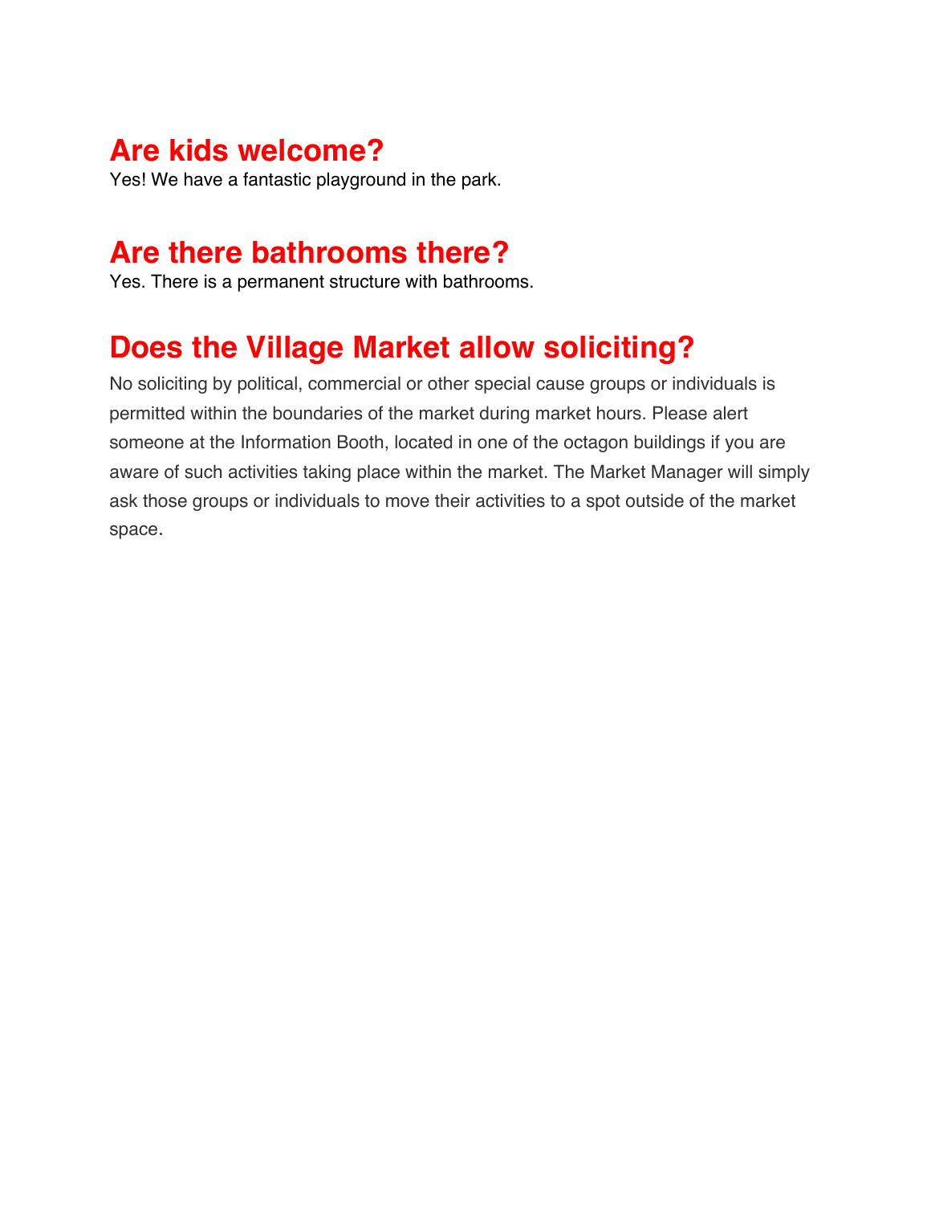## Are kids welcome?

Yes! We have a fantastic playground in the park.

## Are there bathrooms there?

Yes. There is a permanent structure with bathrooms.

## Does the Village Market allow soliciting?

No soliciting by political, commercial or other special cause groups or individuals is permitted within the boundaries of the market during market hours. Please alert someone at the Information Booth, located in one of the octagon buildings if you are aware of such activities taking place within the market. The Market Manager will simply ask those groups or individuals to move their activities to a spot outside of the market space.